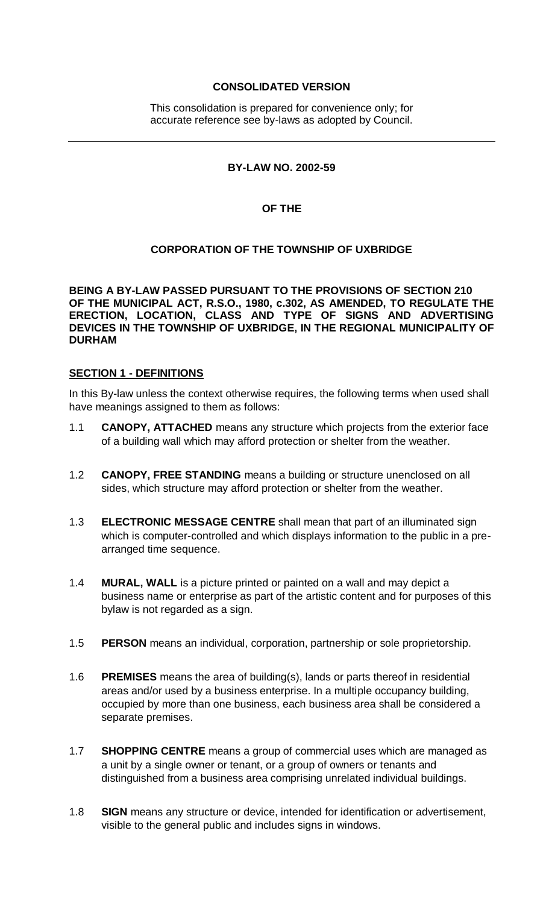**CONSOLIDATED VERSION**

This consolidation is prepared for convenience only; for accurate reference see by-laws as adopted by Council.

---

**BY-LAW NO. 2002-59**

**OF THE**

**CORPORATION OF THE TOWNSHIP OF UXBRIDGE**

**BEING A BY-LAW PASSED PURSUANT TO THE PROVISIONS OF SECTION 210 OF THE MUNICIPAL ACT, R.S.O., 1980, c.302, AS AMENDED, TO REGULATE THE ERECTION, LOCATION, CLASS AND TYPE OF SIGNS AND ADVERTISING DEVICES IN THE TOWNSHIP OF UXBRIDGE, IN THE REGIONAL MUNICIPALITY OF DURHAM**

## SECTION 1 - DEFINITIONS

In this By-law unless the context otherwise requires, the following terms when used shall have meanings assigned to them as follows:

1.1 **CANOPY, ATTACHED** means any structure which projects from the exterior face of a building wall which may afford protection or shelter from the weather.

1.2 **CANOPY, FREE STANDING** means a building or structure unenclosed on all sides, which structure may afford protection or shelter from the weather.

1.3 **ELECTRONIC MESSAGE CENTRE** shall mean that part of an illuminated sign which is computer-controlled and which displays information to the public in a pre-arranged time sequence.

1.4 **MURAL, WALL** is a picture printed or painted on a wall and may depict a business name or enterprise as part of the artistic content and for purposes of this bylaw is not regarded as a sign.

1.5 **PERSON** means an individual, corporation, partnership or sole proprietorship.

1.6 **PREMISES** means the area of building(s), lands or parts thereof in residential areas and/or used by a business enterprise. In a multiple occupancy building, occupied by more than one business, each business area shall be considered a separate premises.

1.7 **SHOPPING CENTRE** means a group of commercial uses which are managed as a unit by a single owner or tenant, or a group of owners or tenants and distinguished from a business area comprising unrelated individual buildings.

1.8 **SIGN** means any structure or device, intended for identification or advertisement, visible to the general public and includes signs in windows.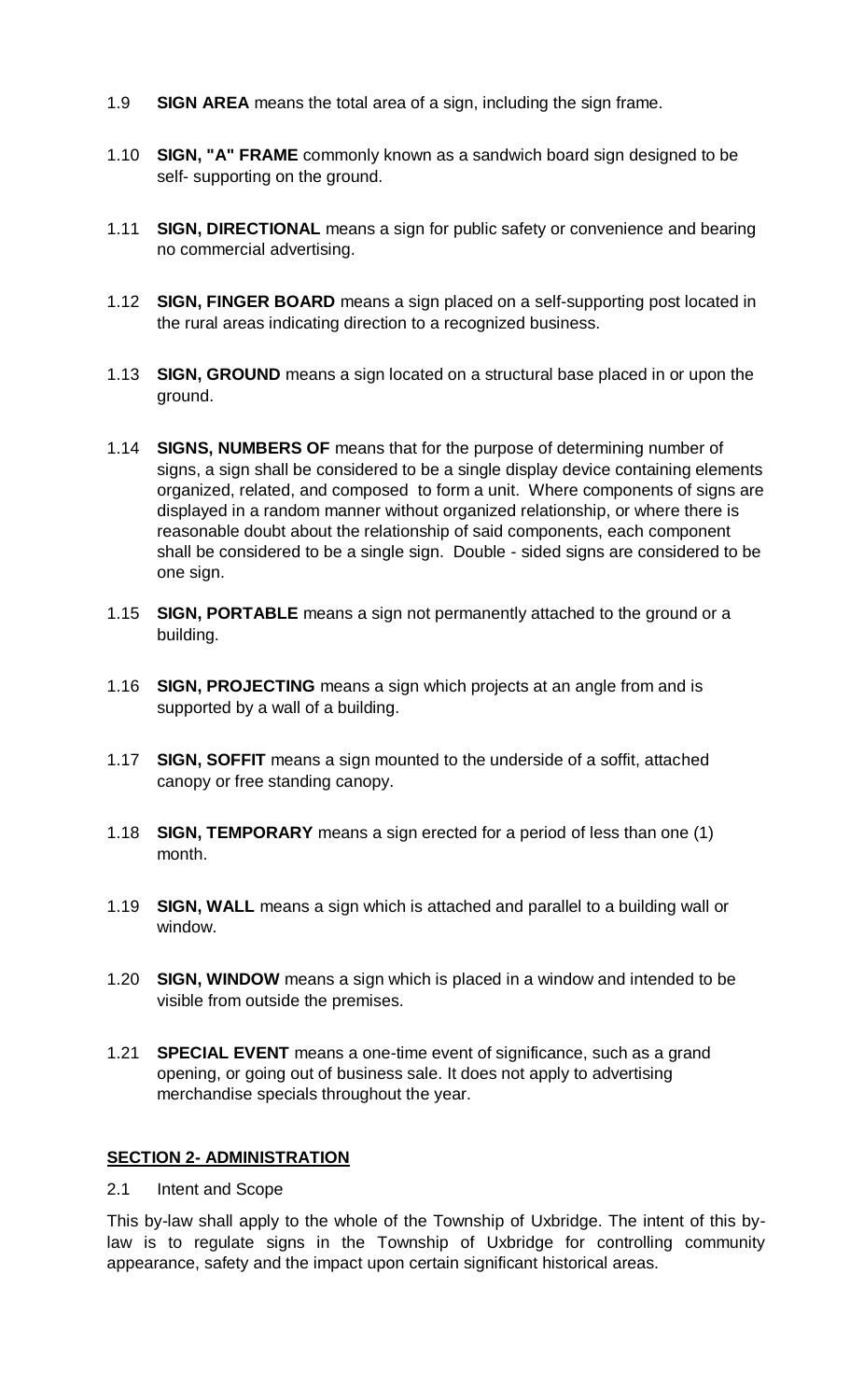1.9 **SIGN AREA** means the total area of a sign, including the sign frame.

1.10 **SIGN, "A" FRAME** commonly known as a sandwich board sign designed to be self- supporting on the ground.

1.11 **SIGN, DIRECTIONAL** means a sign for public safety or convenience and bearing no commercial advertising.

1.12 **SIGN, FINGER BOARD** means a sign placed on a self-supporting post located in the rural areas indicating direction to a recognized business.

1.13 **SIGN, GROUND** means a sign located on a structural base placed in or upon the ground.

1.14 **SIGNS, NUMBERS OF** means that for the purpose of determining number of signs, a sign shall be considered to be a single display device containing elements organized, related, and composed to form a unit. Where components of signs are displayed in a random manner without organized relationship, or where there is reasonable doubt about the relationship of said components, each component shall be considered to be a single sign. Double - sided signs are considered to be one sign.

1.15 **SIGN, PORTABLE** means a sign not permanently attached to the ground or a building.

1.16 **SIGN, PROJECTING** means a sign which projects at an angle from and is supported by a wall of a building.

1.17 **SIGN, SOFFIT** means a sign mounted to the underside of a soffit, attached canopy or free standing canopy.

1.18 **SIGN, TEMPORARY** means a sign erected for a period of less than one (1) month.

1.19 **SIGN, WALL** means a sign which is attached and parallel to a building wall or window.

1.20 **SIGN, WINDOW** means a sign which is placed in a window and intended to be visible from outside the premises.

1.21 **SPECIAL EVENT** means a one-time event of significance, such as a grand opening, or going out of business sale. It does not apply to advertising merchandise specials throughout the year.

## SECTION 2- ADMINISTRATION

2.1 Intent and Scope

This by-law shall apply to the whole of the Township of Uxbridge. The intent of this by-law is to regulate signs in the Township of Uxbridge for controlling community appearance, safety and the impact upon certain significant historical areas.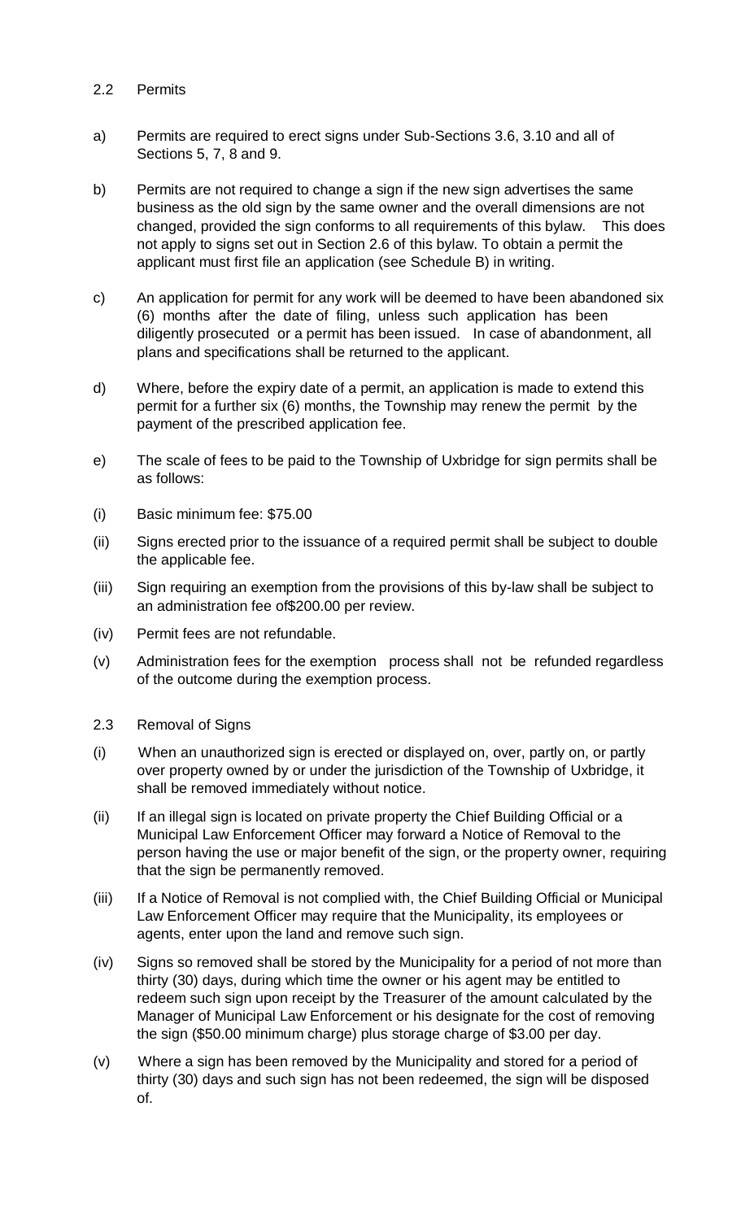## 2.2 Permits

a) Permits are required to erect signs under Sub-Sections 3.6, 3.10 and all of Sections 5, 7, 8 and 9.

b) Permits are not required to change a sign if the new sign advertises the same business as the old sign by the same owner and the overall dimensions are not changed, provided the sign conforms to all requirements of this bylaw. This does not apply to signs set out in Section 2.6 of this bylaw. To obtain a permit the applicant must first file an application (see Schedule B) in writing.

c) An application for permit for any work will be deemed to have been abandoned six (6) months after the date of filing, unless such application has been diligently prosecuted or a permit has been issued. In case of abandonment, all plans and specifications shall be returned to the applicant.

d) Where, before the expiry date of a permit, an application is made to extend this permit for a further six (6) months, the Township may renew the permit by the payment of the prescribed application fee.

e) The scale of fees to be paid to the Township of Uxbridge for sign permits shall be as follows:

(i) Basic minimum fee: $75.00

(ii) Signs erected prior to the issuance of a required permit shall be subject to double the applicable fee.

(iii) Sign requiring an exemption from the provisions of this by-law shall be subject to an administration fee of$200.00 per review.

(iv) Permit fees are not refundable.

(v) Administration fees for the exemption process shall not be refunded regardless of the outcome during the exemption process.

## 2.3 Removal of Signs

(i) When an unauthorized sign is erected or displayed on, over, partly on, or partly over property owned by or under the jurisdiction of the Township of Uxbridge, it shall be removed immediately without notice.

(ii) If an illegal sign is located on private property the Chief Building Official or a Municipal Law Enforcement Officer may forward a Notice of Removal to the person having the use or major benefit of the sign, or the property owner, requiring that the sign be permanently removed.

(iii) If a Notice of Removal is not complied with, the Chief Building Official or Municipal Law Enforcement Officer may require that the Municipality, its employees or agents, enter upon the land and remove such sign.

(iv) Signs so removed shall be stored by the Municipality for a period of not more than thirty (30) days, during which time the owner or his agent may be entitled to redeem such sign upon receipt by the Treasurer of the amount calculated by the Manager of Municipal Law Enforcement or his designate for the cost of removing the sign ($50.00 minimum charge) plus storage charge of $3.00 per day.

(v) Where a sign has been removed by the Municipality and stored for a period of thirty (30) days and such sign has not been redeemed, the sign will be disposed of.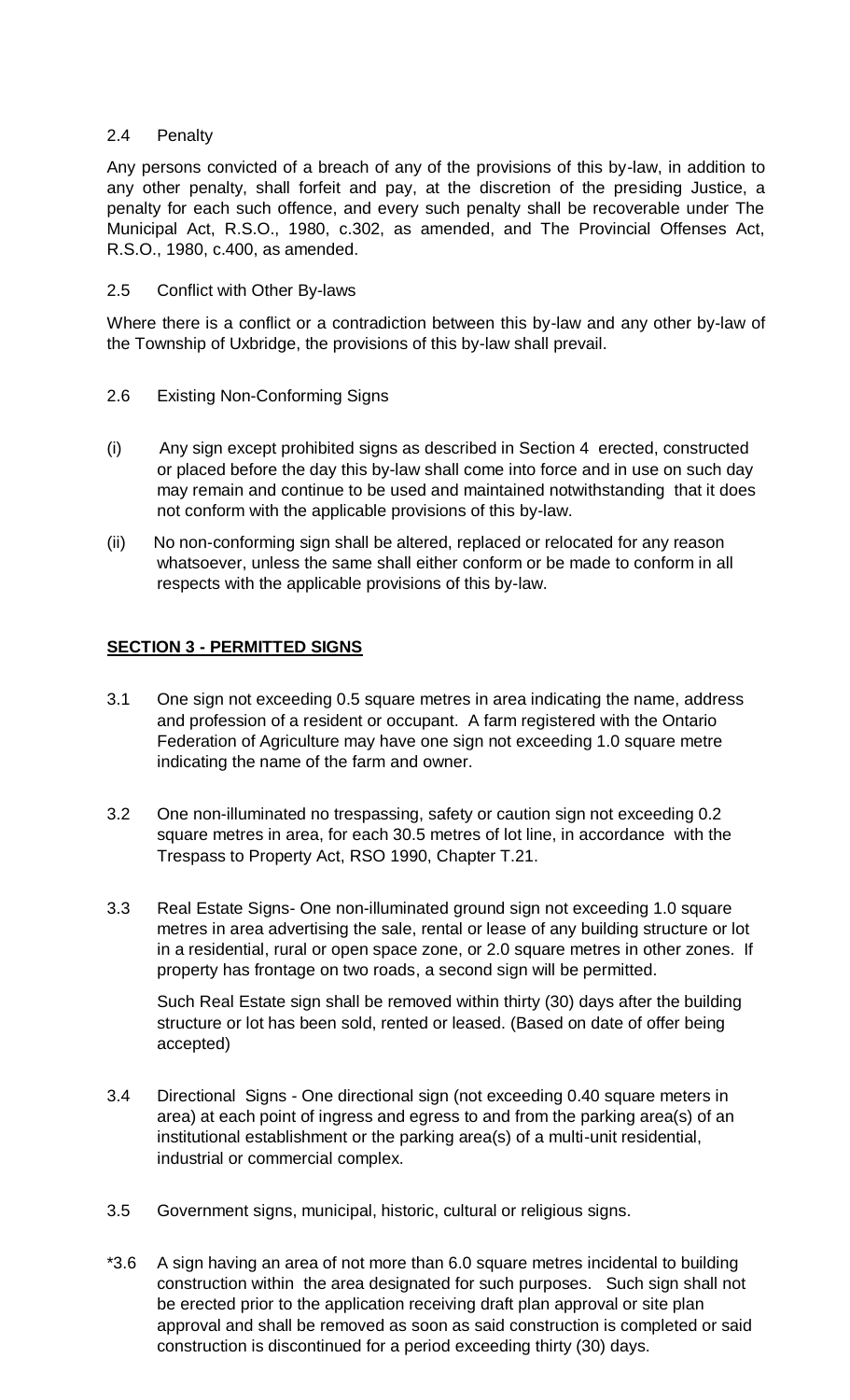2.4 Penalty

Any persons convicted of a breach of any of the provisions of this by-law, in addition to any other penalty, shall forfeit and pay, at the discretion of the presiding Justice, a penalty for each such offence, and every such penalty shall be recoverable under The Municipal Act, R.S.O., 1980, c.302, as amended, and The Provincial Offenses Act, R.S.O., 1980, c.400, as amended.

2.5 Conflict with Other By-laws

Where there is a conflict or a contradiction between this by-law and any other by-law of the Township of Uxbridge, the provisions of this by-law shall prevail.

2.6 Existing Non-Conforming Signs

(i) Any sign except prohibited signs as described in Section 4 erected, constructed or placed before the day this by-law shall come into force and in use on such day may remain and continue to be used and maintained notwithstanding that it does not conform with the applicable provisions of this by-law.

(ii) No non-conforming sign shall be altered, replaced or relocated for any reason whatsoever, unless the same shall either conform or be made to conform in all respects with the applicable provisions of this by-law.

## **SECTION 3 - PERMITTED SIGNS**

3.1 One sign not exceeding 0.5 square metres in area indicating the name, address and profession of a resident or occupant. A farm registered with the Ontario Federation of Agriculture may have one sign not exceeding 1.0 square metre indicating the name of the farm and owner.

3.2 One non-illuminated no trespassing, safety or caution sign not exceeding 0.2 square metres in area, for each 30.5 metres of lot line, in accordance with the Trespass to Property Act, RSO 1990, Chapter T.21.

3.3 Real Estate Signs- One non-illuminated ground sign not exceeding 1.0 square metres in area advertising the sale, rental or lease of any building structure or lot in a residential, rural or open space zone, or 2.0 square metres in other zones. If property has frontage on two roads, a second sign will be permitted.

Such Real Estate sign shall be removed within thirty (30) days after the building structure or lot has been sold, rented or leased. (Based on date of offer being accepted)

3.4 Directional Signs - One directional sign (not exceeding 0.40 square meters in area) at each point of ingress and egress to and from the parking area(s) of an institutional establishment or the parking area(s) of a multi-unit residential, industrial or commercial complex.

3.5 Government signs, municipal, historic, cultural or religious signs.

*3.6 A sign having an area of not more than 6.0 square metres incidental to building construction within the area designated for such purposes. Such sign shall not be erected prior to the application receiving draft plan approval or site plan approval and shall be removed as soon as said construction is completed or said construction is discontinued for a period exceeding thirty (30) days.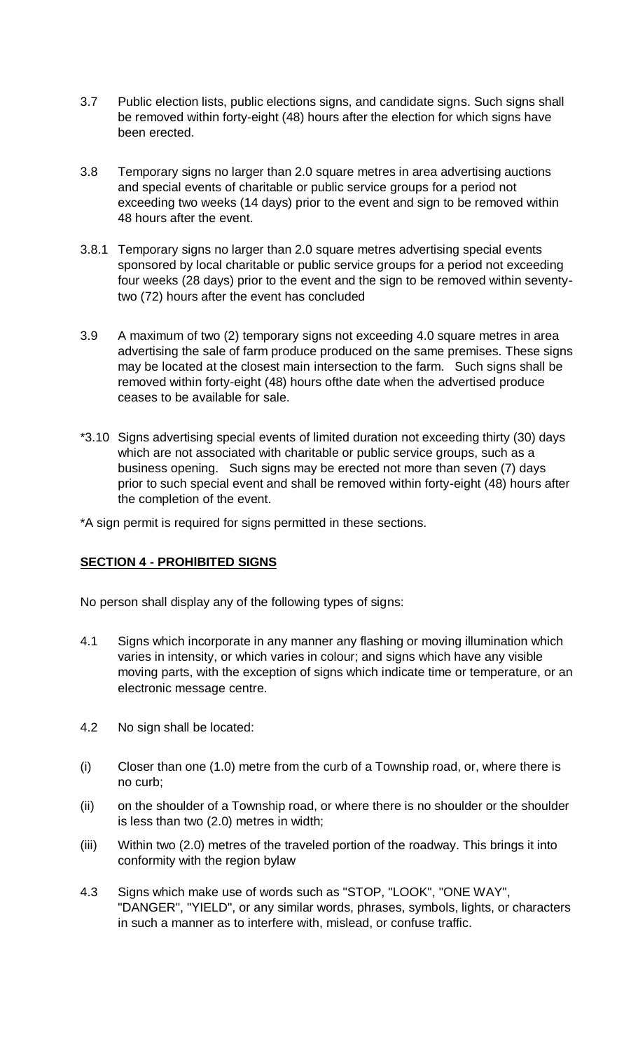3.7 Public election lists, public elections signs, and candidate signs. Such signs shall be removed within forty-eight (48) hours after the election for which signs have been erected.

3.8 Temporary signs no larger than 2.0 square metres in area advertising auctions and special events of charitable or public service groups for a period not exceeding two weeks (14 days) prior to the event and sign to be removed within 48 hours after the event.

3.8.1 Temporary signs no larger than 2.0 square metres advertising special events sponsored by local charitable or public service groups for a period not exceeding four weeks (28 days) prior to the event and the sign to be removed within seventy-two (72) hours after the event has concluded

3.9 A maximum of two (2) temporary signs not exceeding 4.0 square metres in area advertising the sale of farm produce produced on the same premises. These signs may be located at the closest main intersection to the farm. Such signs shall be removed within forty-eight (48) hours ofthe date when the advertised produce ceases to be available for sale.

*3.10 Signs advertising special events of limited duration not exceeding thirty (30) days which are not associated with charitable or public service groups, such as a business opening. Such signs may be erected not more than seven (7) days prior to such special event and shall be removed within forty-eight (48) hours after the completion of the event.

*A sign permit is required for signs permitted in these sections.

## SECTION 4 - PROHIBITED SIGNS

No person shall display any of the following types of signs:

4.1 Signs which incorporate in any manner any flashing or moving illumination which varies in intensity, or which varies in colour; and signs which have any visible moving parts, with the exception of signs which indicate time or temperature, or an electronic message centre.

4.2 No sign shall be located:

(i) Closer than one (1.0) metre from the curb of a Township road, or, where there is no curb;

(ii) on the shoulder of a Township road, or where there is no shoulder or the shoulder is less than two (2.0) metres in width;

(iii) Within two (2.0) metres of the traveled portion of the roadway. This brings it into conformity with the region bylaw

4.3 Signs which make use of words such as "STOP, "LOOK", "ONE WAY", "DANGER", "YIELD", or any similar words, phrases, symbols, lights, or characters in such a manner as to interfere with, mislead, or confuse traffic.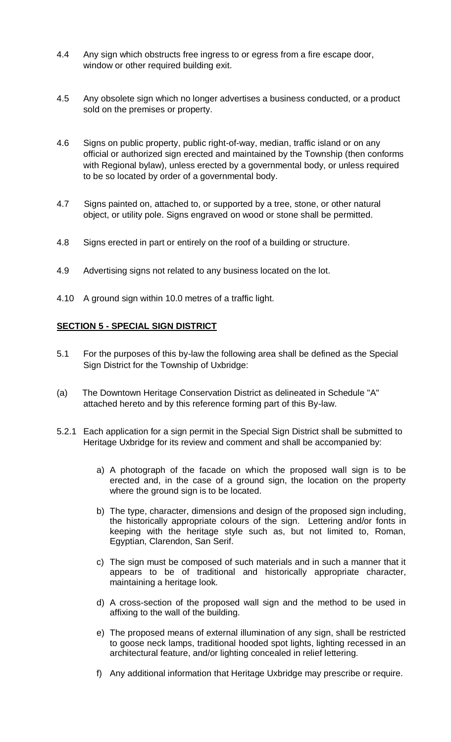4.4 Any sign which obstructs free ingress to or egress from a fire escape door, window or other required building exit.

4.5 Any obsolete sign which no longer advertises a business conducted, or a product sold on the premises or property.

4.6 Signs on public property, public right-of-way, median, traffic island or on any official or authorized sign erected and maintained by the Township (then conforms with Regional bylaw), unless erected by a governmental body, or unless required to be so located by order of a governmental body.

4.7 Signs painted on, attached to, or supported by a tree, stone, or other natural object, or utility pole. Signs engraved on wood or stone shall be permitted.

4.8 Signs erected in part or entirely on the roof of a building or structure.

4.9 Advertising signs not related to any business located on the lot.

4.10 A ground sign within 10.0 metres of a traffic light.

## SECTION 5 - SPECIAL SIGN DISTRICT

5.1 For the purposes of this by-law the following area shall be defined as the Special Sign District for the Township of Uxbridge:

(a) The Downtown Heritage Conservation District as delineated in Schedule "A" attached hereto and by this reference forming part of this By-law.

5.2.1 Each application for a sign permit in the Special Sign District shall be submitted to Heritage Uxbridge for its review and comment and shall be accompanied by:

a) A photograph of the facade on which the proposed wall sign is to be erected and, in the case of a ground sign, the location on the property where the ground sign is to be located.

b) The type, character, dimensions and design of the proposed sign including, the historically appropriate colours of the sign. Lettering and/or fonts in keeping with the heritage style such as, but not limited to, Roman, Egyptian, Clarendon, San Serif.

c) The sign must be composed of such materials and in such a manner that it appears to be of traditional and historically appropriate character, maintaining a heritage look.

d) A cross-section of the proposed wall sign and the method to be used in affixing to the wall of the building.

e) The proposed means of external illumination of any sign, shall be restricted to goose neck lamps, traditional hooded spot lights, lighting recessed in an architectural feature, and/or lighting concealed in relief lettering.

f) Any additional information that Heritage Uxbridge may prescribe or require.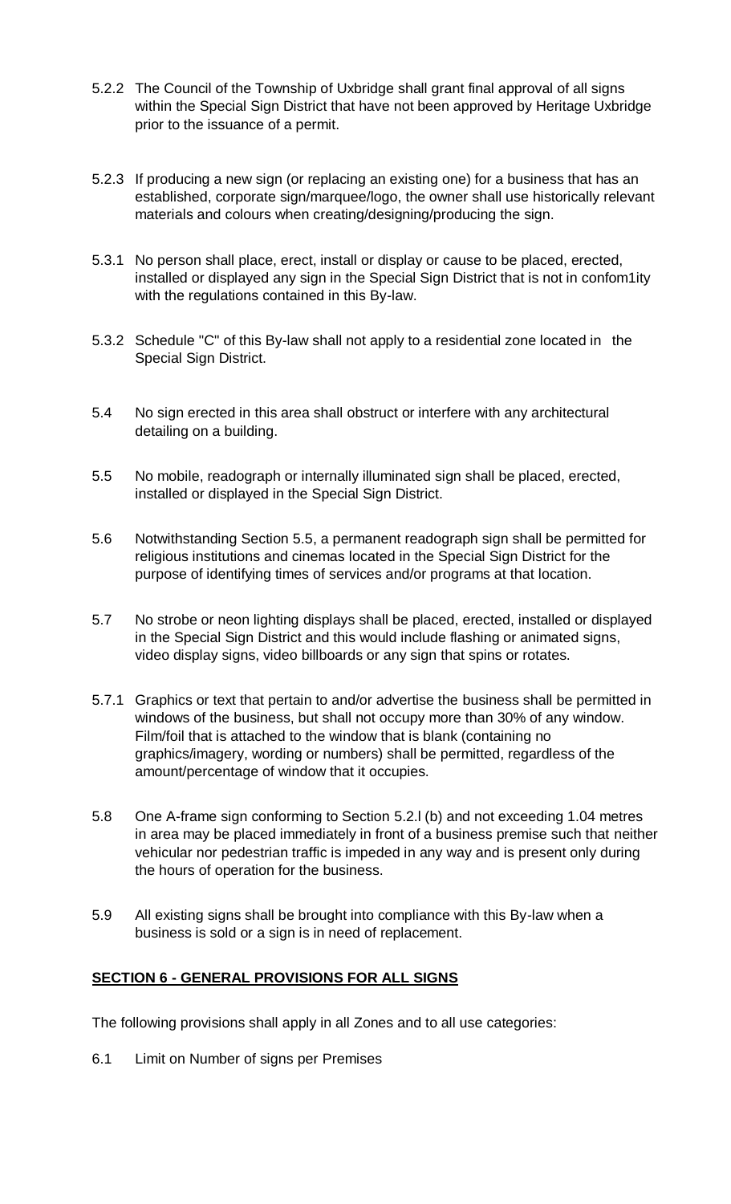5.2.2 The Council of the Township of Uxbridge shall grant final approval of all signs within the Special Sign District that have not been approved by Heritage Uxbridge prior to the issuance of a permit.

5.2.3 If producing a new sign (or replacing an existing one) for a business that has an established, corporate sign/marquee/logo, the owner shall use historically relevant materials and colours when creating/designing/producing the sign.

5.3.1 No person shall place, erect, install or display or cause to be placed, erected, installed or displayed any sign in the Special Sign District that is not in confom1ity with the regulations contained in this By-law.

5.3.2 Schedule "C" of this By-law shall not apply to a residential zone located in the Special Sign District.

5.4 No sign erected in this area shall obstruct or interfere with any architectural detailing on a building.

5.5 No mobile, readograph or internally illuminated sign shall be placed, erected, installed or displayed in the Special Sign District.

5.6 Notwithstanding Section 5.5, a permanent readograph sign shall be permitted for religious institutions and cinemas located in the Special Sign District for the purpose of identifying times of services and/or programs at that location.

5.7 No strobe or neon lighting displays shall be placed, erected, installed or displayed in the Special Sign District and this would include flashing or animated signs, video display signs, video billboards or any sign that spins or rotates.

5.7.1 Graphics or text that pertain to and/or advertise the business shall be permitted in windows of the business, but shall not occupy more than 30% of any window. Film/foil that is attached to the window that is blank (containing no graphics/imagery, wording or numbers) shall be permitted, regardless of the amount/percentage of window that it occupies.

5.8 One A-frame sign conforming to Section 5.2.l (b) and not exceeding 1.04 metres in area may be placed immediately in front of a business premise such that neither vehicular nor pedestrian traffic is impeded in any way and is present only during the hours of operation for the business.

5.9 All existing signs shall be brought into compliance with this By-law when a business is sold or a sign is in need of replacement.

## **SECTION 6 - GENERAL PROVISIONS FOR ALL SIGNS**

The following provisions shall apply in all Zones and to all use categories:

6.1 Limit on Number of signs per Premises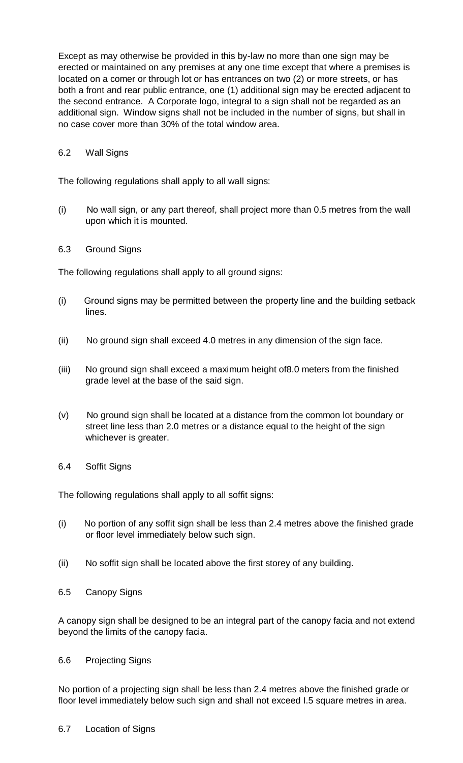Except as may otherwise be provided in this by-law no more than one sign may be erected or maintained on any premises at any one time except that where a premises is located on a comer or through lot or has entrances on two (2) or more streets, or has both a front and rear public entrance, one (1) additional sign may be erected adjacent to the second entrance. A Corporate logo, integral to a sign shall not be regarded as an additional sign. Window signs shall not be included in the number of signs, but shall in no case cover more than 30% of the total window area.

6.2 Wall Signs

The following regulations shall apply to all wall signs:

(i) No wall sign, or any part thereof, shall project more than 0.5 metres from the wall upon which it is mounted.

6.3 Ground Signs

The following regulations shall apply to all ground signs:

(i) Ground signs may be permitted between the property line and the building setback lines.

(ii) No ground sign shall exceed 4.0 metres in any dimension of the sign face.

(iii) No ground sign shall exceed a maximum height of8.0 meters from the finished grade level at the base of the said sign.

(v) No ground sign shall be located at a distance from the common lot boundary or street line less than 2.0 metres or a distance equal to the height of the sign whichever is greater.

6.4 Soffit Signs

The following regulations shall apply to all soffit signs:

(i) No portion of any soffit sign shall be less than 2.4 metres above the finished grade or floor level immediately below such sign.

(ii) No soffit sign shall be located above the first storey of any building.

6.5 Canopy Signs

A canopy sign shall be designed to be an integral part of the canopy facia and not extend beyond the limits of the canopy facia.

6.6 Projecting Signs

No portion of a projecting sign shall be less than 2.4 metres above the finished grade or floor level immediately below such sign and shall not exceed I.5 square metres in area.

6.7 Location of Signs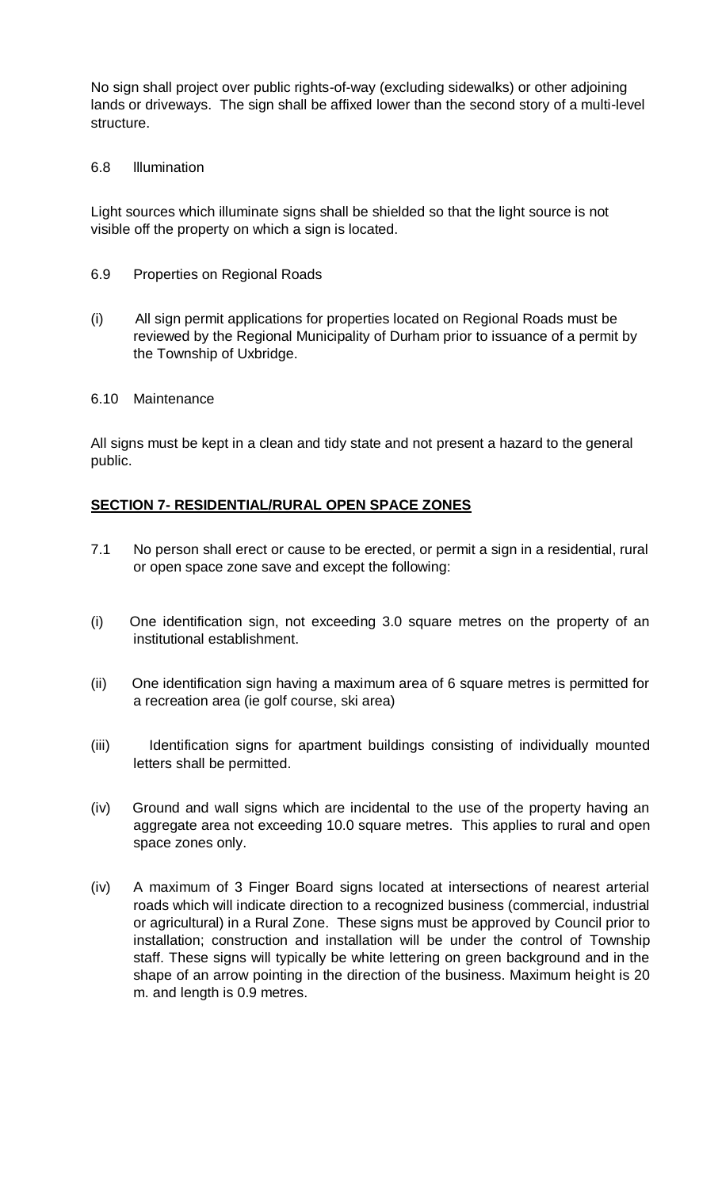No sign shall project over public rights-of-way (excluding sidewalks) or other adjoining lands or driveways. The sign shall be affixed lower than the second story of a multi-level structure.

6.8 Illumination

Light sources which illuminate signs shall be shielded so that the light source is not visible off the property on which a sign is located.

6.9 Properties on Regional Roads

(i) All sign permit applications for properties located on Regional Roads must be reviewed by the Regional Municipality of Durham prior to issuance of a permit by the Township of Uxbridge.

6.10 Maintenance

All signs must be kept in a clean and tidy state and not present a hazard to the general public.

**SECTION 7- RESIDENTIAL/RURAL OPEN SPACE ZONES**

7.1 No person shall erect or cause to be erected, or permit a sign in a residential, rural or open space zone save and except the following:

(i) One identification sign, not exceeding 3.0 square metres on the property of an institutional establishment.

(ii) One identification sign having a maximum area of 6 square metres is permitted for a recreation area (ie golf course, ski area)

(iii) Identification signs for apartment buildings consisting of individually mounted letters shall be permitted.

(iv) Ground and wall signs which are incidental to the use of the property having an aggregate area not exceeding 10.0 square metres. This applies to rural and open space zones only.

(iv) A maximum of 3 Finger Board signs located at intersections of nearest arterial roads which will indicate direction to a recognized business (commercial, industrial or agricultural) in a Rural Zone. These signs must be approved by Council prior to installation; construction and installation will be under the control of Township staff. These signs will typically be white lettering on green background and in the shape of an arrow pointing in the direction of the business. Maximum height is 20 m. and length is 0.9 metres.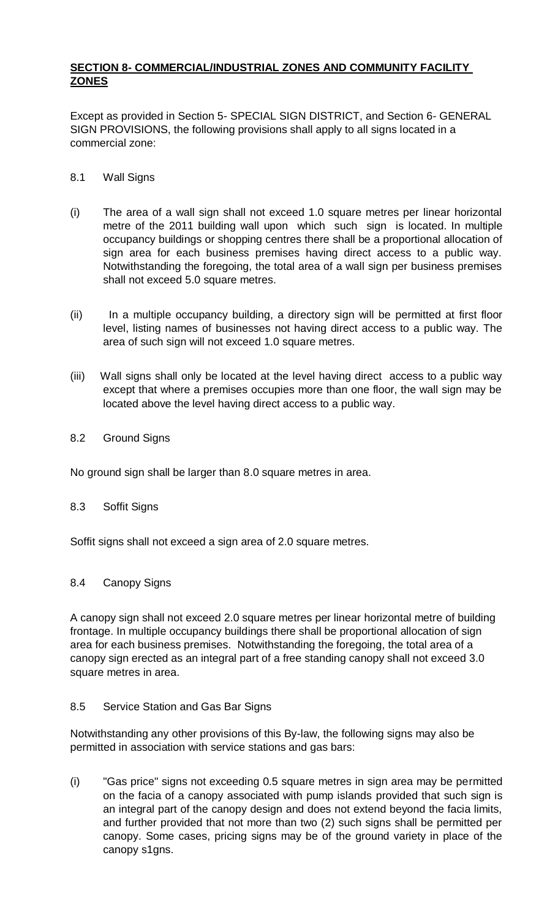## SECTION 8- COMMERCIAL/INDUSTRIAL ZONES AND COMMUNITY FACILITY ZONES

Except as provided in Section 5- SPECIAL SIGN DISTRICT, and Section 6- GENERAL SIGN PROVISIONS, the following provisions shall apply to all signs located in a commercial zone:

8.1 Wall Signs

(i) The area of a wall sign shall not exceed 1.0 square metres per linear horizontal metre of the 2011 building wall upon which such sign is located. In multiple occupancy buildings or shopping centres there shall be a proportional allocation of sign area for each business premises having direct access to a public way. Notwithstanding the foregoing, the total area of a wall sign per business premises shall not exceed 5.0 square metres.

(ii) In a multiple occupancy building, a directory sign will be permitted at first floor level, listing names of businesses not having direct access to a public way. The area of such sign will not exceed 1.0 square metres.

(iii) Wall signs shall only be located at the level having direct access to a public way except that where a premises occupies more than one floor, the wall sign may be located above the level having direct access to a public way.

8.2 Ground Signs

No ground sign shall be larger than 8.0 square metres in area.

8.3 Soffit Signs

Soffit signs shall not exceed a sign area of 2.0 square metres.

8.4 Canopy Signs

A canopy sign shall not exceed 2.0 square metres per linear horizontal metre of building frontage. In multiple occupancy buildings there shall be proportional allocation of sign area for each business premises. Notwithstanding the foregoing, the total area of a canopy sign erected as an integral part of a free standing canopy shall not exceed 3.0 square metres in area.

8.5 Service Station and Gas Bar Signs

Notwithstanding any other provisions of this By-law, the following signs may also be permitted in association with service stations and gas bars:

(i) "Gas price" signs not exceeding 0.5 square metres in sign area may be permitted on the facia of a canopy associated with pump islands provided that such sign is an integral part of the canopy design and does not extend beyond the facia limits, and further provided that not more than two (2) such signs shall be permitted per canopy. Some cases, pricing signs may be of the ground variety in place of the canopy s1gns.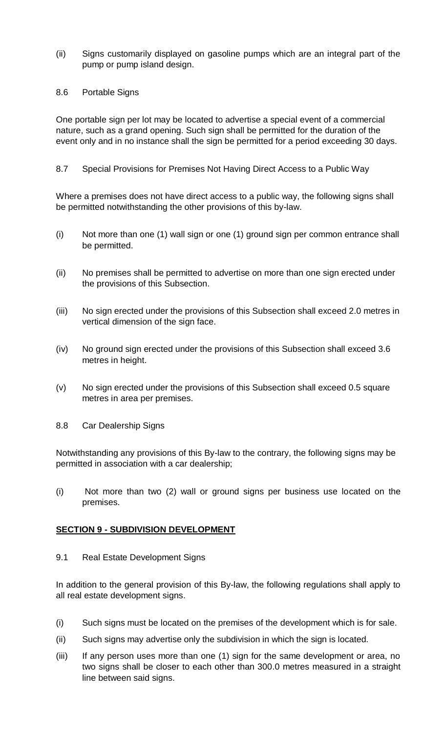(ii) Signs customarily displayed on gasoline pumps which are an integral part of the pump or pump island design.

8.6 Portable Signs

One portable sign per lot may be located to advertise a special event of a commercial nature, such as a grand opening. Such sign shall be permitted for the duration of the event only and in no instance shall the sign be permitted for a period exceeding 30 days.

8.7 Special Provisions for Premises Not Having Direct Access to a Public Way

Where a premises does not have direct access to a public way, the following signs shall be permitted notwithstanding the other provisions of this by-law.

(i) Not more than one (1) wall sign or one (1) ground sign per common entrance shall be permitted.

(ii) No premises shall be permitted to advertise on more than one sign erected under the provisions of this Subsection.

(iii) No sign erected under the provisions of this Subsection shall exceed 2.0 metres in vertical dimension of the sign face.

(iv) No ground sign erected under the provisions of this Subsection shall exceed 3.6 metres in height.

(v) No sign erected under the provisions of this Subsection shall exceed 0.5 square metres in area per premises.

8.8 Car Dealership Signs

Notwithstanding any provisions of this By-law to the contrary, the following signs may be permitted in association with a car dealership;

(i) Not more than two (2) wall or ground signs per business use located on the premises.

## **SECTION 9 - SUBDIVISION DEVELOPMENT**

9.1 Real Estate Development Signs

In addition to the general provision of this By-law, the following regulations shall apply to all real estate development signs.

(i) Such signs must be located on the premises of the development which is for sale.

(ii) Such signs may advertise only the subdivision in which the sign is located.

(iii) If any person uses more than one (1) sign for the same development or area, no two signs shall be closer to each other than 300.0 metres measured in a straight line between said signs.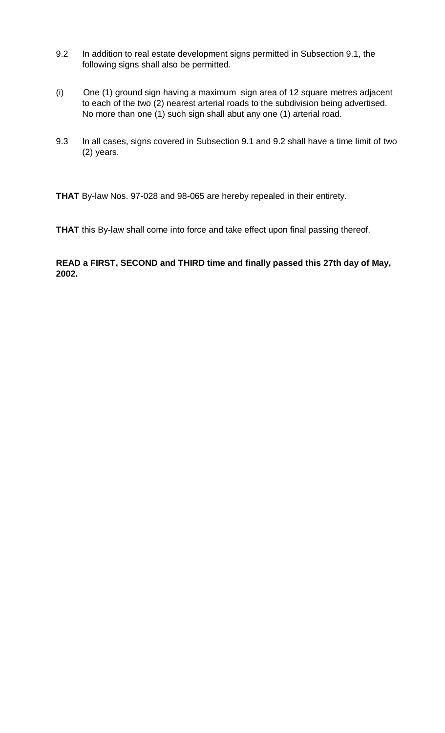9.2 In addition to real estate development signs permitted in Subsection 9.1, the following signs shall also be permitted.

(i) One (1) ground sign having a maximum sign area of 12 square metres adjacent to each of the two (2) nearest arterial roads to the subdivision being advertised. No more than one (1) such sign shall abut any one (1) arterial road.

9.3 In all cases, signs covered in Subsection 9.1 and 9.2 shall have a time limit of two (2) years.

**THAT** By-law Nos. 97-028 and 98-065 are hereby repealed in their entirety.

**THAT** this By-law shall come into force and take effect upon final passing thereof.

**READ a FIRST, SECOND and THIRD time and finally passed this 27th day of May, 2002.**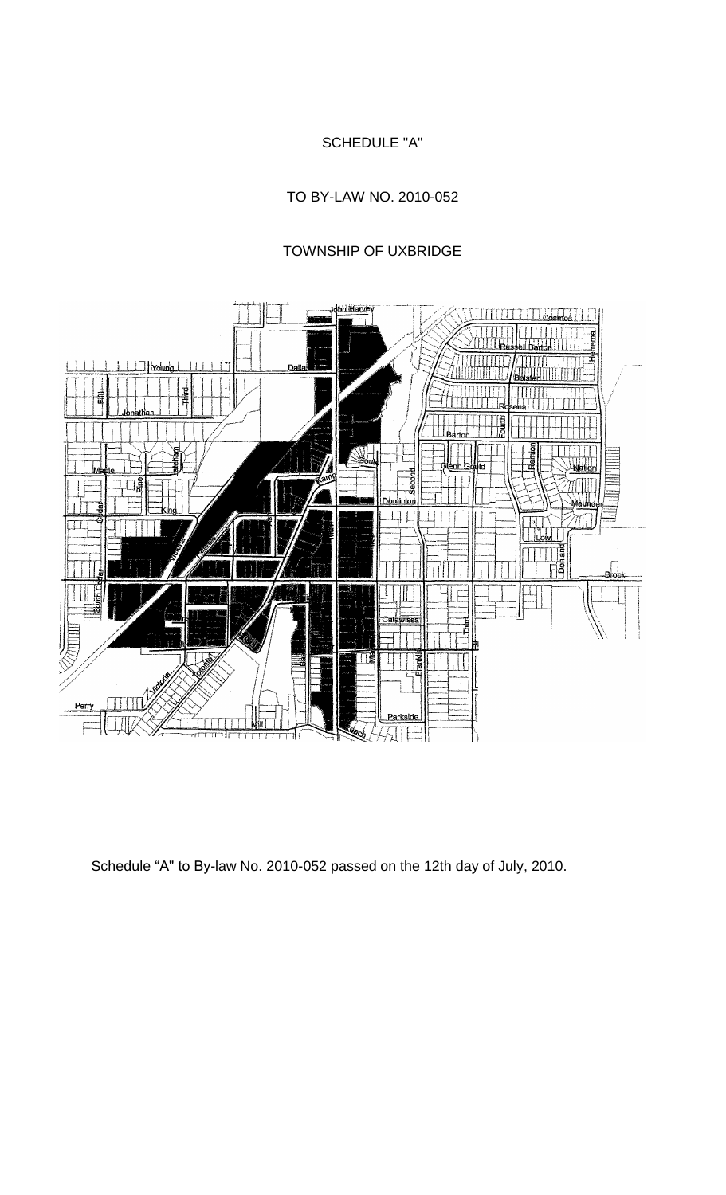# SCHEDULE "A"

## TO BY-LAW NO. 2010-052

## TOWNSHIP OF UXBRIDGE

Schedule "A" to By-law No. 2010-052 passed on the 12th day of July, 2010.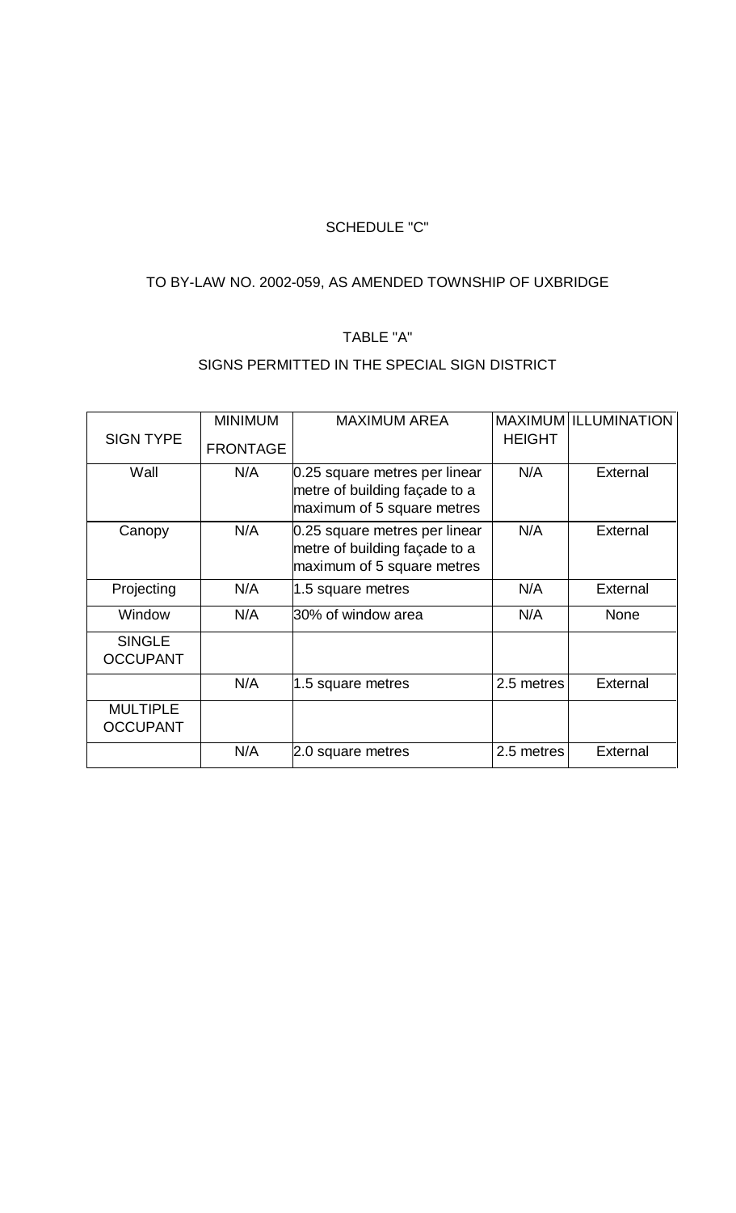SCHEDULE "C"

TO BY-LAW NO. 2002-059, AS AMENDED TOWNSHIP OF UXBRIDGE

TABLE "A"

SIGNS PERMITTED IN THE SPECIAL SIGN DISTRICT

| SIGN TYPE | MINIMUM FRONTAGE | MAXIMUM AREA | MAXIMUM HEIGHT | ILLUMINATION |
|---|---|---|---|---|
| Wall | N/A | 0.25 square metres per linear metre of building façade to a maximum of 5 square metres | N/A | External |
| Canopy | N/A | 0.25 square metres per linear metre of building façade to a maximum of 5 square metres | N/A | External |
| Projecting | N/A | 1.5 square metres | N/A | External |
| Window | N/A | 30% of window area | N/A | None |
| SINGLE OCCUPANT | | | | |
| | N/A | 1.5 square metres | 2.5 metres | External |
| MULTIPLE OCCUPANT | | | | |
| | N/A | 2.0 square metres | 2.5 metres | External |